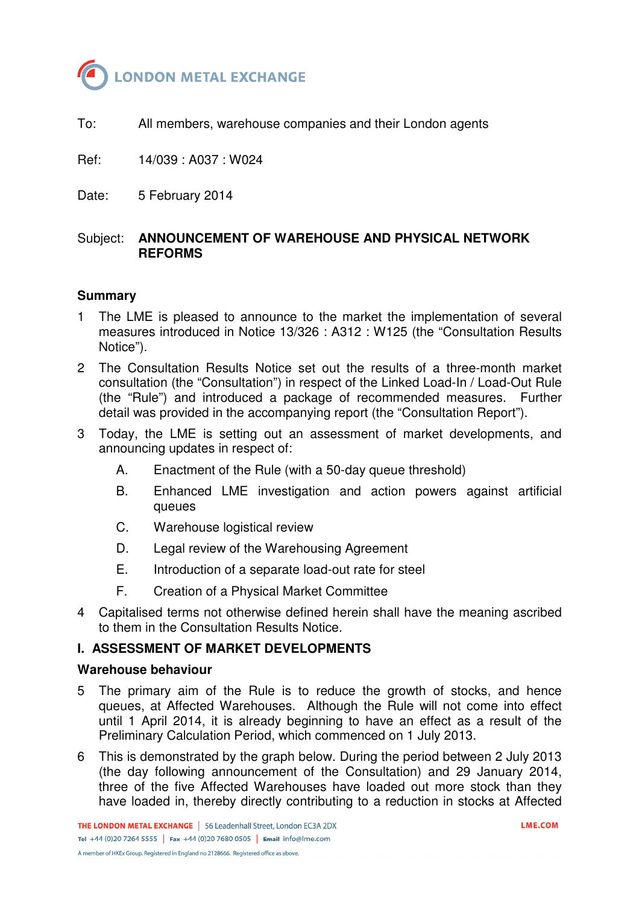# LONDON METAL EXCHANGE

To: All members, warehouse companies and their London agents

Ref: 14/039 : A037 : W024

Date: 5 February 2014

Subject: **ANNOUNCEMENT OF WAREHOUSE AND PHYSICAL NETWORK REFORMS**

## Summary

1. The LME is pleased to announce to the market the implementation of several measures introduced in Notice 13/326 : A312 : W125 (the "Consultation Results Notice").

2. The Consultation Results Notice set out the results of a three-month market consultation (the "Consultation") in respect of the Linked Load-In / Load-Out Rule (the "Rule") and introduced a package of recommended measures. Further detail was provided in the accompanying report (the "Consultation Report").

3. Today, the LME is setting out an assessment of market developments, and announcing updates in respect of:

   A. Enactment of the Rule (with a 50-day queue threshold)

   B. Enhanced LME investigation and action powers against artificial queues

   C. Warehouse logistical review

   D. Legal review of the Warehousing Agreement

   E. Introduction of a separate load-out rate for steel

   F. Creation of a Physical Market Committee

4. Capitalised terms not otherwise defined herein shall have the meaning ascribed to them in the Consultation Results Notice.

## I. ASSESSMENT OF MARKET DEVELOPMENTS

### Warehouse behaviour

5. The primary aim of the Rule is to reduce the growth of stocks, and hence queues, at Affected Warehouses. Although the Rule will not come into effect until 1 April 2014, it is already beginning to have an effect as a result of the Preliminary Calculation Period, which commenced on 1 July 2013.

6. This is demonstrated by the graph below. During the period between 2 July 2013 (the day following announcement of the Consultation) and 29 January 2014, three of the five Affected Warehouses have loaded out more stock than they have loaded in, thereby directly contributing to a reduction in stocks at Affected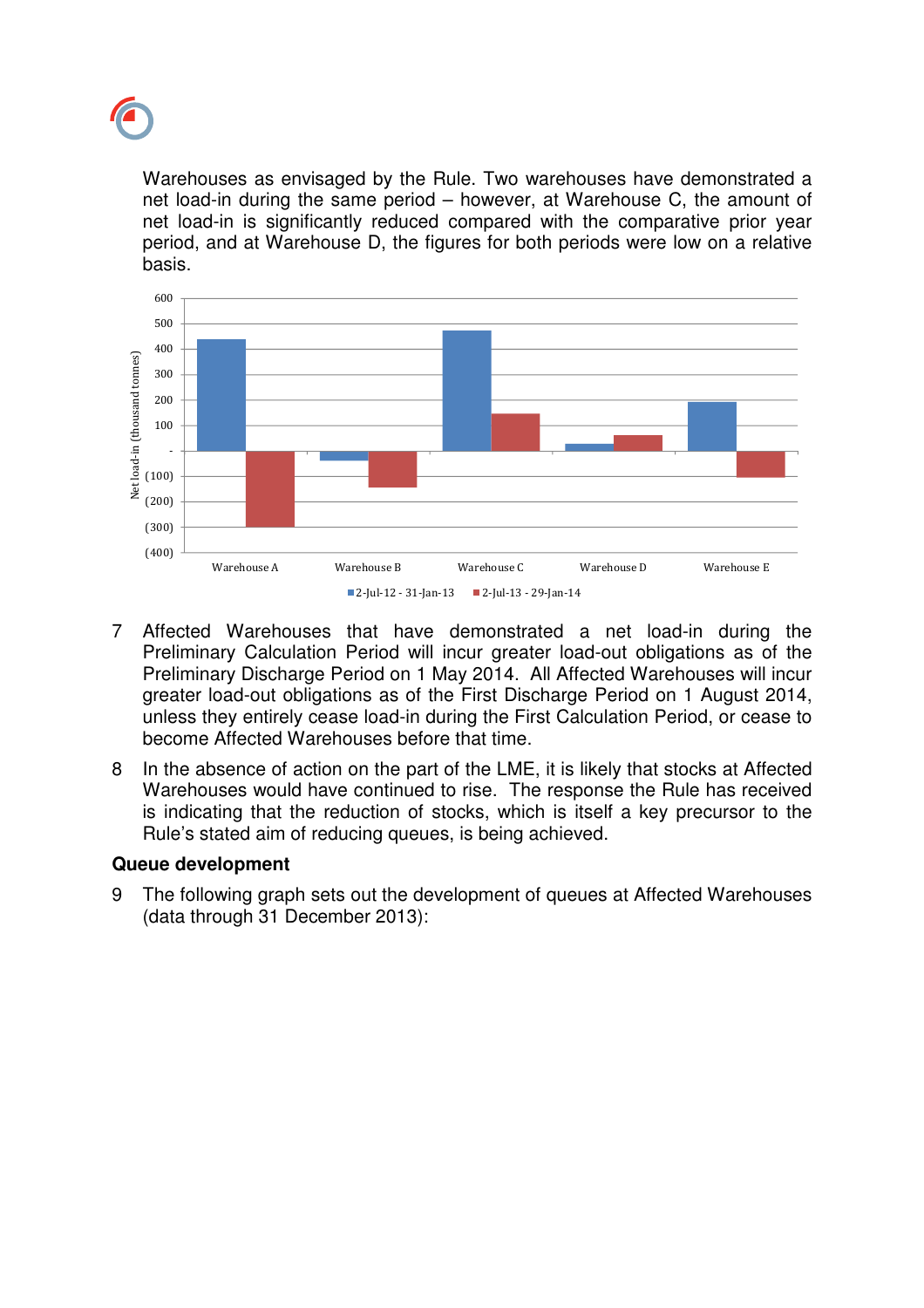Warehouses as envisaged by the Rule. Two warehouses have demonstrated a net load-in during the same period – however, at Warehouse C, the amount of net load-in is significantly reduced compared with the comparative prior year period, and at Warehouse D, the figures for both periods were low on a relative basis.

7 Affected Warehouses that have demonstrated a net load-in during the Preliminary Calculation Period will incur greater load-out obligations as of the Preliminary Discharge Period on 1 May 2014. All Affected Warehouses will incur greater load-out obligations as of the First Discharge Period on 1 August 2014, unless they entirely cease load-in during the First Calculation Period, or cease to become Affected Warehouses before that time.

8 In the absence of action on the part of the LME, it is likely that stocks at Affected Warehouses would have continued to rise. The response the Rule has received is indicating that the reduction of stocks, which is itself a key precursor to the Rule's stated aim of reducing queues, is being achieved.

**Queue development**

9 The following graph sets out the development of queues at Affected Warehouses (data through 31 December 2013):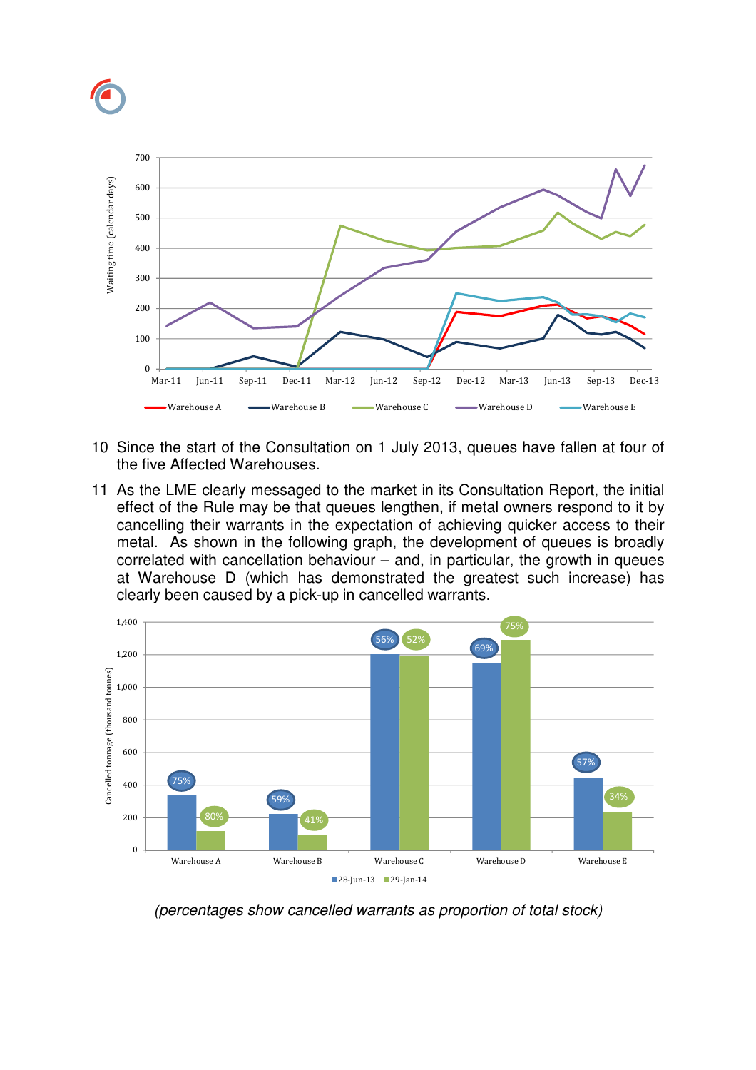10 Since the start of the Consultation on 1 July 2013, queues have fallen at four of the five Affected Warehouses.

11 As the LME clearly messaged to the market in its Consultation Report, the initial effect of the Rule may be that queues lengthen, if metal owners respond to it by cancelling their warrants in the expectation of achieving quicker access to their metal. As shown in the following graph, the development of queues is broadly correlated with cancellation behaviour – and, in particular, the growth in queues at Warehouse D (which has demonstrated the greatest such increase) has clearly been caused by a pick-up in cancelled warrants.

*(percentages show cancelled warrants as proportion of total stock)*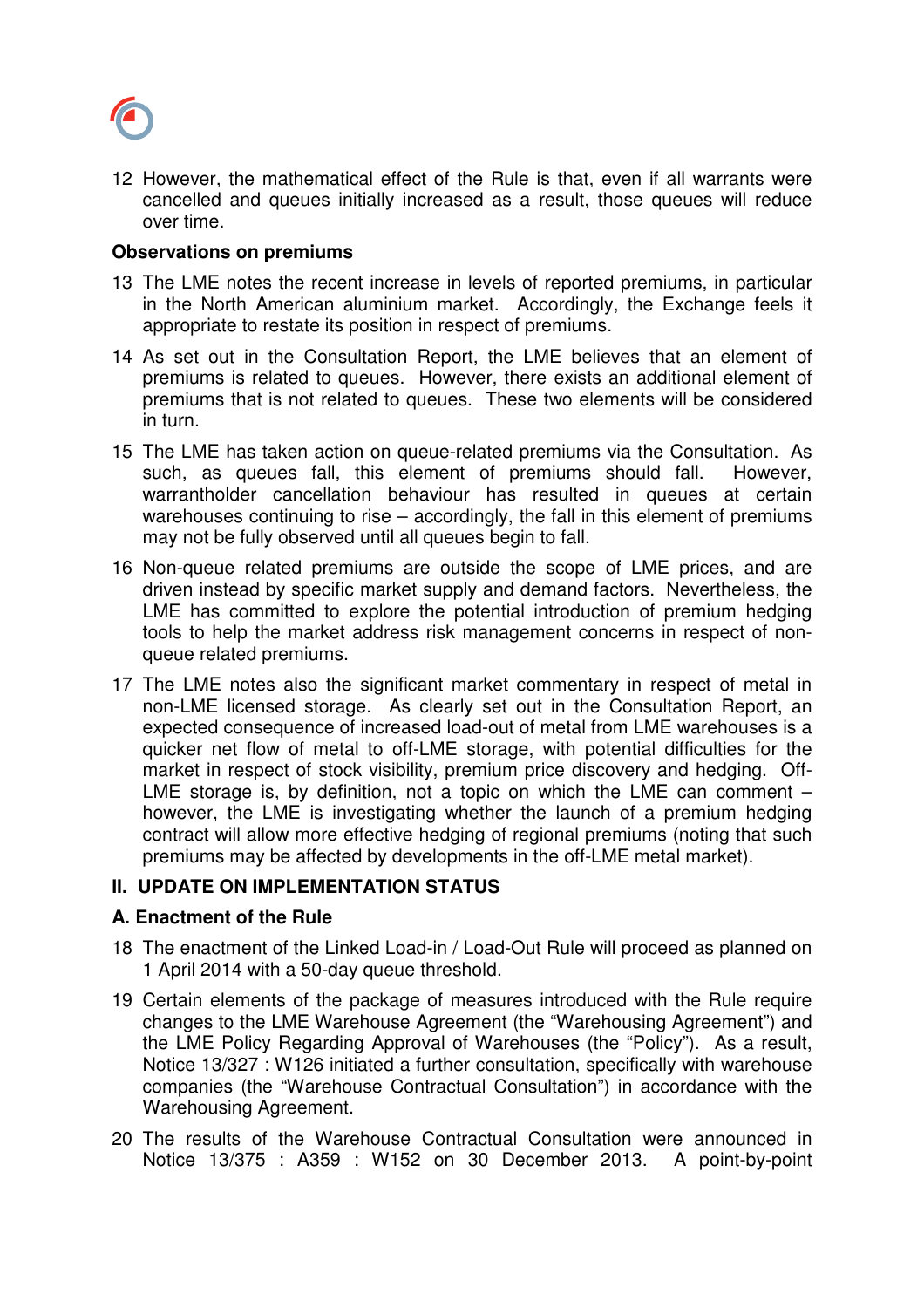12 However, the mathematical effect of the Rule is that, even if all warrants were cancelled and queues initially increased as a result, those queues will reduce over time.

**Observations on premiums**

13 The LME notes the recent increase in levels of reported premiums, in particular in the North American aluminium market. Accordingly, the Exchange feels it appropriate to restate its position in respect of premiums.

14 As set out in the Consultation Report, the LME believes that an element of premiums is related to queues. However, there exists an additional element of premiums that is not related to queues. These two elements will be considered in turn.

15 The LME has taken action on queue-related premiums via the Consultation. As such, as queues fall, this element of premiums should fall. However, warrantholder cancellation behaviour has resulted in queues at certain warehouses continuing to rise – accordingly, the fall in this element of premiums may not be fully observed until all queues begin to fall.

16 Non-queue related premiums are outside the scope of LME prices, and are driven instead by specific market supply and demand factors. Nevertheless, the LME has committed to explore the potential introduction of premium hedging tools to help the market address risk management concerns in respect of non-queue related premiums.

17 The LME notes also the significant market commentary in respect of metal in non-LME licensed storage. As clearly set out in the Consultation Report, an expected consequence of increased load-out of metal from LME warehouses is a quicker net flow of metal to off-LME storage, with potential difficulties for the market in respect of stock visibility, premium price discovery and hedging. Off-LME storage is, by definition, not a topic on which the LME can comment – however, the LME is investigating whether the launch of a premium hedging contract will allow more effective hedging of regional premiums (noting that such premiums may be affected by developments in the off-LME metal market).

## II. UPDATE ON IMPLEMENTATION STATUS

### A. Enactment of the Rule

18 The enactment of the Linked Load-in / Load-Out Rule will proceed as planned on 1 April 2014 with a 50-day queue threshold.

19 Certain elements of the package of measures introduced with the Rule require changes to the LME Warehouse Agreement (the "Warehousing Agreement") and the LME Policy Regarding Approval of Warehouses (the "Policy"). As a result, Notice 13/327 : W126 initiated a further consultation, specifically with warehouse companies (the "Warehouse Contractual Consultation") in accordance with the Warehousing Agreement.

20 The results of the Warehouse Contractual Consultation were announced in Notice 13/375 : A359 : W152 on 30 December 2013. A point-by-point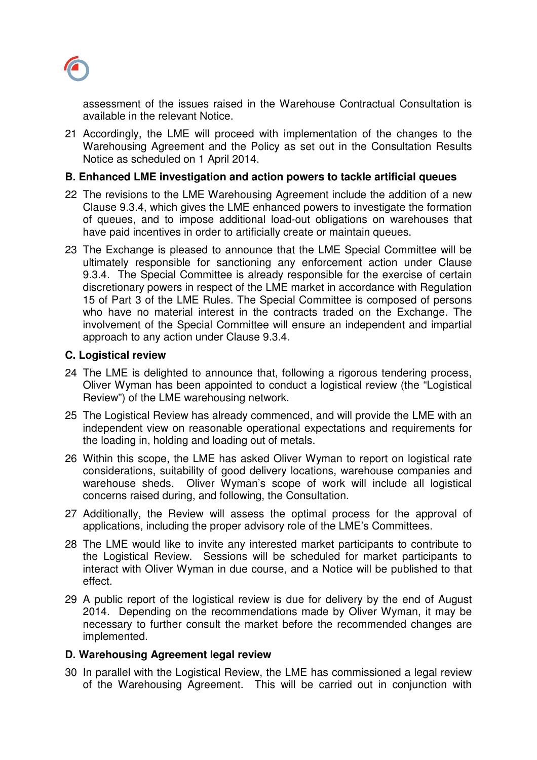assessment of the issues raised in the Warehouse Contractual Consultation is available in the relevant Notice.

21 Accordingly, the LME will proceed with implementation of the changes to the Warehousing Agreement and the Policy as set out in the Consultation Results Notice as scheduled on 1 April 2014.

### B. Enhanced LME investigation and action powers to tackle artificial queues

22 The revisions to the LME Warehousing Agreement include the addition of a new Clause 9.3.4, which gives the LME enhanced powers to investigate the formation of queues, and to impose additional load-out obligations on warehouses that have paid incentives in order to artificially create or maintain queues.

23 The Exchange is pleased to announce that the LME Special Committee will be ultimately responsible for sanctioning any enforcement action under Clause 9.3.4. The Special Committee is already responsible for the exercise of certain discretionary powers in respect of the LME market in accordance with Regulation 15 of Part 3 of the LME Rules. The Special Committee is composed of persons who have no material interest in the contracts traded on the Exchange. The involvement of the Special Committee will ensure an independent and impartial approach to any action under Clause 9.3.4.

### C. Logistical review

24 The LME is delighted to announce that, following a rigorous tendering process, Oliver Wyman has been appointed to conduct a logistical review (the "Logistical Review") of the LME warehousing network.

25 The Logistical Review has already commenced, and will provide the LME with an independent view on reasonable operational expectations and requirements for the loading in, holding and loading out of metals.

26 Within this scope, the LME has asked Oliver Wyman to report on logistical rate considerations, suitability of good delivery locations, warehouse companies and warehouse sheds. Oliver Wyman's scope of work will include all logistical concerns raised during, and following, the Consultation.

27 Additionally, the Review will assess the optimal process for the approval of applications, including the proper advisory role of the LME's Committees.

28 The LME would like to invite any interested market participants to contribute to the Logistical Review. Sessions will be scheduled for market participants to interact with Oliver Wyman in due course, and a Notice will be published to that effect.

29 A public report of the logistical review is due for delivery by the end of August 2014. Depending on the recommendations made by Oliver Wyman, it may be necessary to further consult the market before the recommended changes are implemented.

### D. Warehousing Agreement legal review

30 In parallel with the Logistical Review, the LME has commissioned a legal review of the Warehousing Agreement. This will be carried out in conjunction with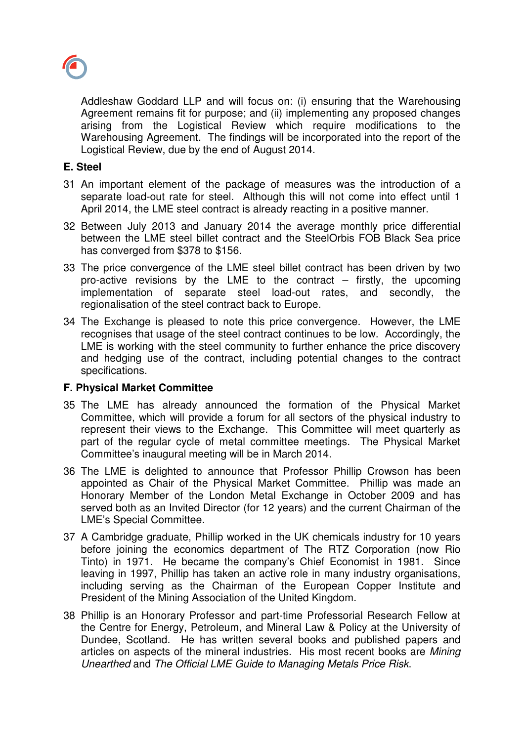Addleshaw Goddard LLP and will focus on: (i) ensuring that the Warehousing Agreement remains fit for purpose; and (ii) implementing any proposed changes arising from the Logistical Review which require modifications to the Warehousing Agreement. The findings will be incorporated into the report of the Logistical Review, due by the end of August 2014.

**E. Steel**

31 An important element of the package of measures was the introduction of a separate load-out rate for steel. Although this will not come into effect until 1 April 2014, the LME steel contract is already reacting in a positive manner.

32 Between July 2013 and January 2014 the average monthly price differential between the LME steel billet contract and the SteelOrbis FOB Black Sea price has converged from $378 to $156.

33 The price convergence of the LME steel billet contract has been driven by two pro-active revisions by the LME to the contract – firstly, the upcoming implementation of separate steel load-out rates, and secondly, the regionalisation of the steel contract back to Europe.

34 The Exchange is pleased to note this price convergence. However, the LME recognises that usage of the steel contract continues to be low. Accordingly, the LME is working with the steel community to further enhance the price discovery and hedging use of the contract, including potential changes to the contract specifications.

**F. Physical Market Committee**

35 The LME has already announced the formation of the Physical Market Committee, which will provide a forum for all sectors of the physical industry to represent their views to the Exchange. This Committee will meet quarterly as part of the regular cycle of metal committee meetings. The Physical Market Committee's inaugural meeting will be in March 2014.

36 The LME is delighted to announce that Professor Phillip Crowson has been appointed as Chair of the Physical Market Committee. Phillip was made an Honorary Member of the London Metal Exchange in October 2009 and has served both as an Invited Director (for 12 years) and the current Chairman of the LME's Special Committee.

37 A Cambridge graduate, Phillip worked in the UK chemicals industry for 10 years before joining the economics department of The RTZ Corporation (now Rio Tinto) in 1971. He became the company's Chief Economist in 1981. Since leaving in 1997, Phillip has taken an active role in many industry organisations, including serving as the Chairman of the European Copper Institute and President of the Mining Association of the United Kingdom.

38 Phillip is an Honorary Professor and part-time Professorial Research Fellow at the Centre for Energy, Petroleum, and Mineral Law & Policy at the University of Dundee, Scotland. He has written several books and published papers and articles on aspects of the mineral industries. His most recent books are *Mining Unearthed* and *The Official LME Guide to Managing Metals Price Risk*.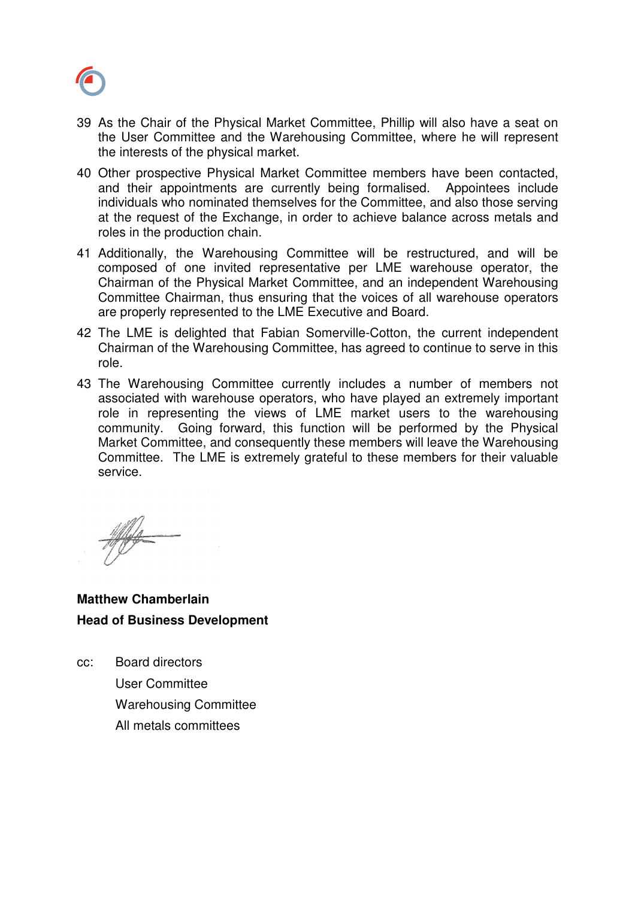39 As the Chair of the Physical Market Committee, Phillip will also have a seat on the User Committee and the Warehousing Committee, where he will represent the interests of the physical market.

40 Other prospective Physical Market Committee members have been contacted, and their appointments are currently being formalised. Appointees include individuals who nominated themselves for the Committee, and also those serving at the request of the Exchange, in order to achieve balance across metals and roles in the production chain.

41 Additionally, the Warehousing Committee will be restructured, and will be composed of one invited representative per LME warehouse operator, the Chairman of the Physical Market Committee, and an independent Warehousing Committee Chairman, thus ensuring that the voices of all warehouse operators are properly represented to the LME Executive and Board.

42 The LME is delighted that Fabian Somerville-Cotton, the current independent Chairman of the Warehousing Committee, has agreed to continue to serve in this role.

43 The Warehousing Committee currently includes a number of members not associated with warehouse operators, who have played an extremely important role in representing the views of LME market users to the warehousing community. Going forward, this function will be performed by the Physical Market Committee, and consequently these members will leave the Warehousing Committee. The LME is extremely grateful to these members for their valuable service.

**Matthew Chamberlain**
**Head of Business Development**

cc: Board directors
User Committee
Warehousing Committee
All metals committees